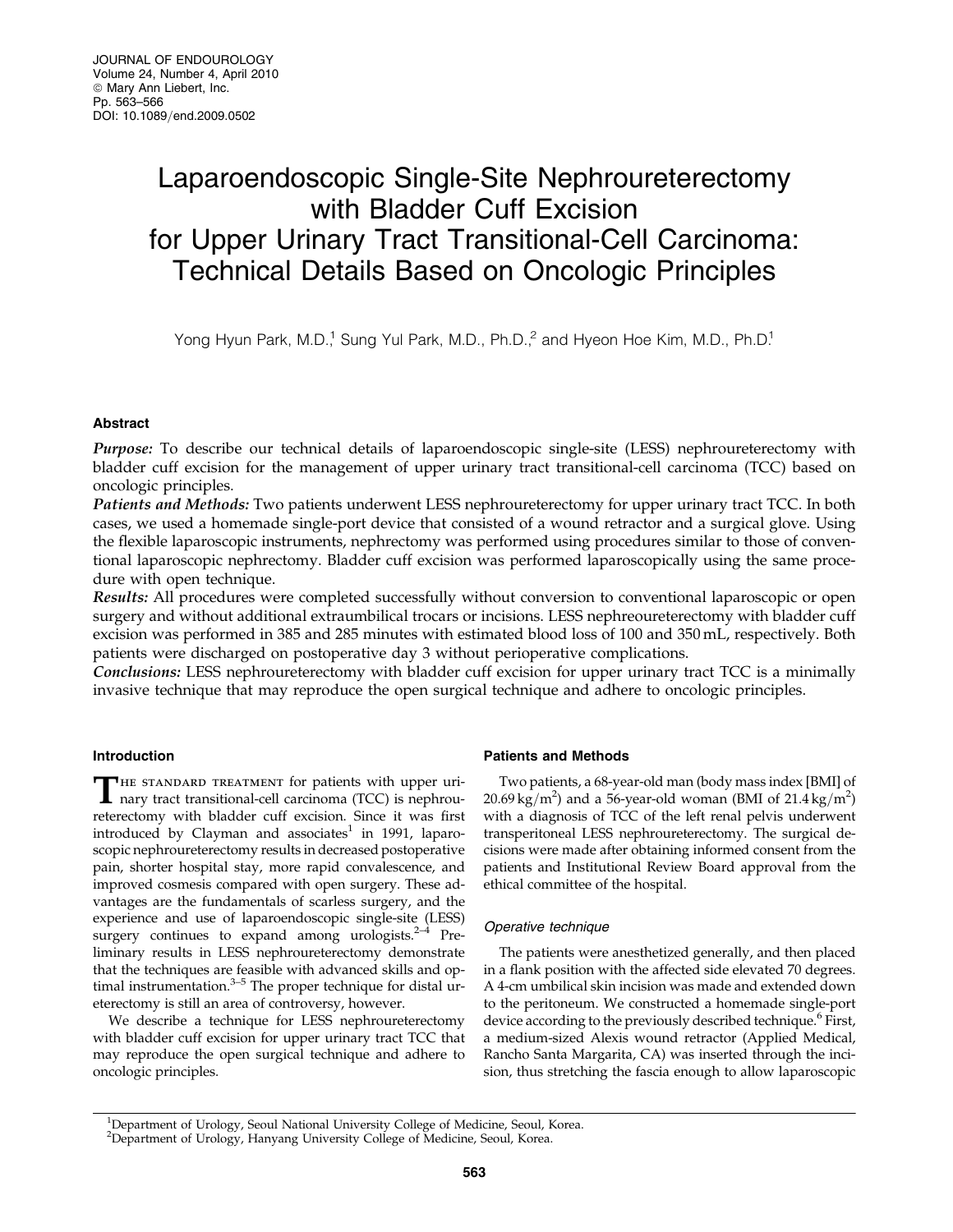# Laparoendoscopic Single-Site Nephroureterectomy with Bladder Cuff Excision for Upper Urinary Tract Transitional-Cell Carcinoma: Technical Details Based on Oncologic Principles

Yong Hyun Park, M.D.,[1] Sung Yul Park, M.D., Ph.D.,[2] and Hyeon Hoe Kim, M.D., Ph.D.[1]

## Abstract

***Purpose:*** To describe our technical details of laparoendoscopic single-site (LESS) nephroureterectomy with bladder cuff excision for the management of upper urinary tract transitional-cell carcinoma (TCC) based on oncologic principles.

***Patients and Methods:*** Two patients underwent LESS nephroureterectomy for upper urinary tract TCC. In both cases, we used a homemade single-port device that consisted of a wound retractor and a surgical glove. Using the flexible laparoscopic instruments, nephrectomy was performed using procedures similar to those of conventional laparoscopic nephrectomy. Bladder cuff excision was performed laparoscopically using the same procedure with open technique.

***Results:*** All procedures were completed successfully without conversion to conventional laparoscopic or open surgery and without additional extraumbilical trocars or incisions. LESS nephreoureterectomy with bladder cuff excision was performed in 385 and 285 minutes with estimated blood loss of 100 and 350 mL, respectively. Both patients were discharged on postoperative day 3 without perioperative complications.

***Conclusions:*** LESS nephroureterectomy with bladder cuff excision for upper urinary tract TCC is a minimally invasive technique that may reproduce the open surgical technique and adhere to oncologic principles.

## Introduction

The standard treatment for patients with upper urinary tract transitional-cell carcinoma (TCC) is nephroureterectomy with bladder cuff excision. Since it was first introduced by Clayman and associates[1] in 1991, laparoscopic nephroureterectomy results in decreased postoperative pain, shorter hospital stay, more rapid convalescence, and improved cosmesis compared with open surgery. These advantages are the fundamentals of scarless surgery, and the experience and use of laparoendoscopic single-site (LESS) surgery continues to expand among urologists.[2–4] Preliminary results in LESS nephroureterectomy demonstrate that the techniques are feasible with advanced skills and optimal instrumentation.[3–5] The proper technique for distal ureterectomy is still an area of controversy, however.

We describe a technique for LESS nephroureterectomy with bladder cuff excision for upper urinary tract TCC that may reproduce the open surgical technique and adhere to oncologic principles.

## Patients and Methods

Two patients, a 68-year-old man (body mass index [BMI] of $20.69\,kg/m^2$) and a 56-year-old woman (BMI of $21.4\,kg/m^2$) with a diagnosis of TCC of the left renal pelvis underwent transperitoneal LESS nephroureterectomy. The surgical decisions were made after obtaining informed consent from the patients and Institutional Review Board approval from the ethical committee of the hospital.

### Operative technique

The patients were anesthetized generally, and then placed in a flank position with the affected side elevated 70 degrees. A 4-cm umbilical skin incision was made and extended down to the peritoneum. We constructed a homemade single-port device according to the previously described technique.[6] First, a medium-sized Alexis wound retractor (Applied Medical, Rancho Santa Margarita, CA) was inserted through the incision, thus stretching the fascia enough to allow laparoscopic

[1]Department of Urology, Seoul National University College of Medicine, Seoul, Korea.
[2]Department of Urology, Hanyang University College of Medicine, Seoul, Korea.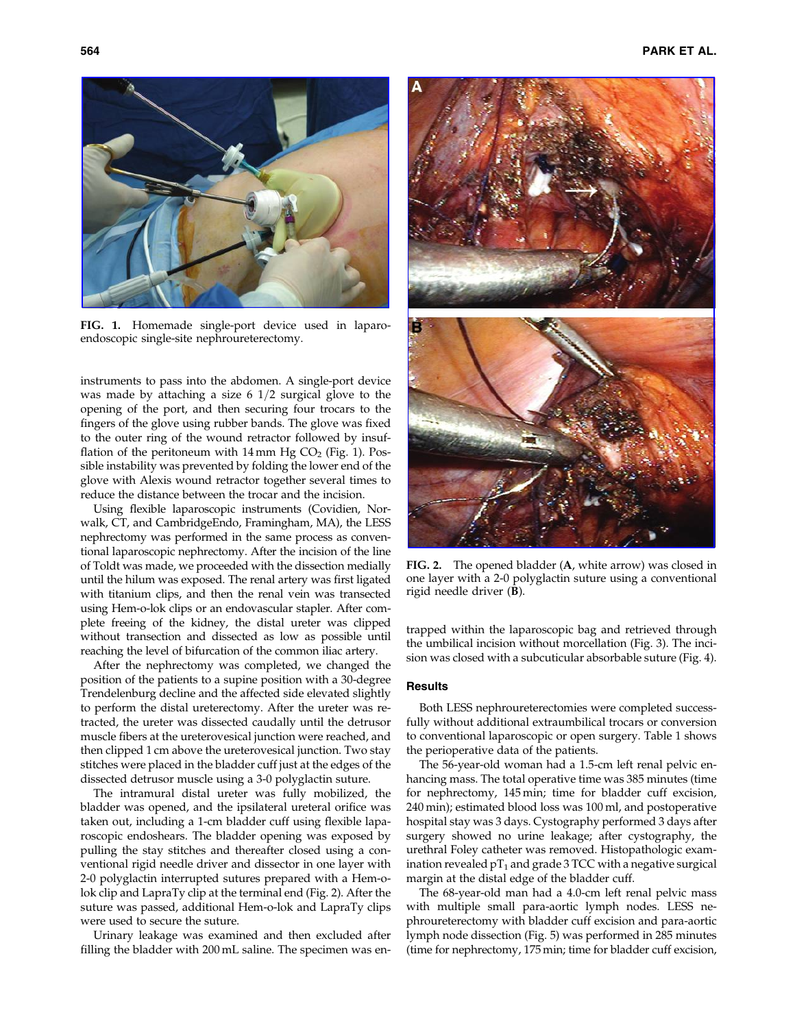FIG. 1. Homemade single-port device used in laparo-endoscopic single-site nephroureterectomy.

instruments to pass into the abdomen. A single-port device was made by attaching a size 6 1/2 surgical glove to the opening of the port, and then securing four trocars to the fingers of the glove using rubber bands. The glove was fixed to the outer ring of the wound retractor followed by insufflation of the peritoneum with 14 mm Hg $CO_2$ (Fig. 1). Possible instability was prevented by folding the lower end of the glove with Alexis wound retractor together several times to reduce the distance between the trocar and the incision.

Using flexible laparoscopic instruments (Covidien, Norwalk, CT, and CambridgeEndo, Framingham, MA), the LESS nephrectomy was performed in the same process as conventional laparoscopic nephrectomy. After the incision of the line of Toldt was made, we proceeded with the dissection medially until the hilum was exposed. The renal artery was first ligated with titanium clips, and then the renal vein was transected using Hem-o-lok clips or an endovascular stapler. After complete freeing of the kidney, the distal ureter was clipped without transection and dissected as low as possible until reaching the level of bifurcation of the common iliac artery.

After the nephrectomy was completed, we changed the position of the patients to a supine position with a 30-degree Trendelenburg decline and the affected side elevated slightly to perform the distal ureterectomy. After the ureter was retracted, the ureter was dissected caudally until the detrusor muscle fibers at the ureterovesical junction were reached, and then clipped 1 cm above the ureterovesical junction. Two stay stitches were placed in the bladder cuff just at the edges of the dissected detrusor muscle using a 3-0 polyglactin suture.

The intramural distal ureter was fully mobilized, the bladder was opened, and the ipsilateral ureteral orifice was taken out, including a 1-cm bladder cuff using flexible laparoscopic endoshears. The bladder opening was exposed by pulling the stay stitches and thereafter closed using a conventional rigid needle driver and dissector in one layer with 2-0 polyglactin interrupted sutures prepared with a Hem-o-lok clip and LapraTy clip at the terminal end (Fig. 2). After the suture was passed, additional Hem-o-lok and LapraTy clips were used to secure the suture.

Urinary leakage was examined and then excluded after filling the bladder with 200 mL saline. The specimen was entrapped within the laparoscopic bag and retrieved through the umbilical incision without morcellation (Fig. 3). The incision was closed with a subcuticular absorbable suture (Fig. 4).

FIG. 2. The opened bladder (**A**, white arrow) was closed in one layer with a 2-0 polyglactin suture using a conventional rigid needle driver (**B**).

## Results

Both LESS nephroureterectomies were completed successfully without additional extraumbilical trocars or conversion to conventional laparoscopic or open surgery. Table 1 shows the perioperative data of the patients.

The 56-year-old woman had a 1.5-cm left renal pelvic enhancing mass. The total operative time was 385 minutes (time for nephrectomy, 145 min; time for bladder cuff excision, 240 min); estimated blood loss was 100 ml, and postoperative hospital stay was 3 days. Cystography performed 3 days after surgery showed no urine leakage; after cystography, the urethral Foley catheter was removed. Histopathologic examination revealed $pT_1$ and grade 3 TCC with a negative surgical margin at the distal edge of the bladder cuff.

The 68-year-old man had a 4.0-cm left renal pelvic mass with multiple small para-aortic lymph nodes. LESS nephroureterectomy with bladder cuff excision and para-aortic lymph node dissection (Fig. 5) was performed in 285 minutes (time for nephrectomy, 175 min; time for bladder cuff excision,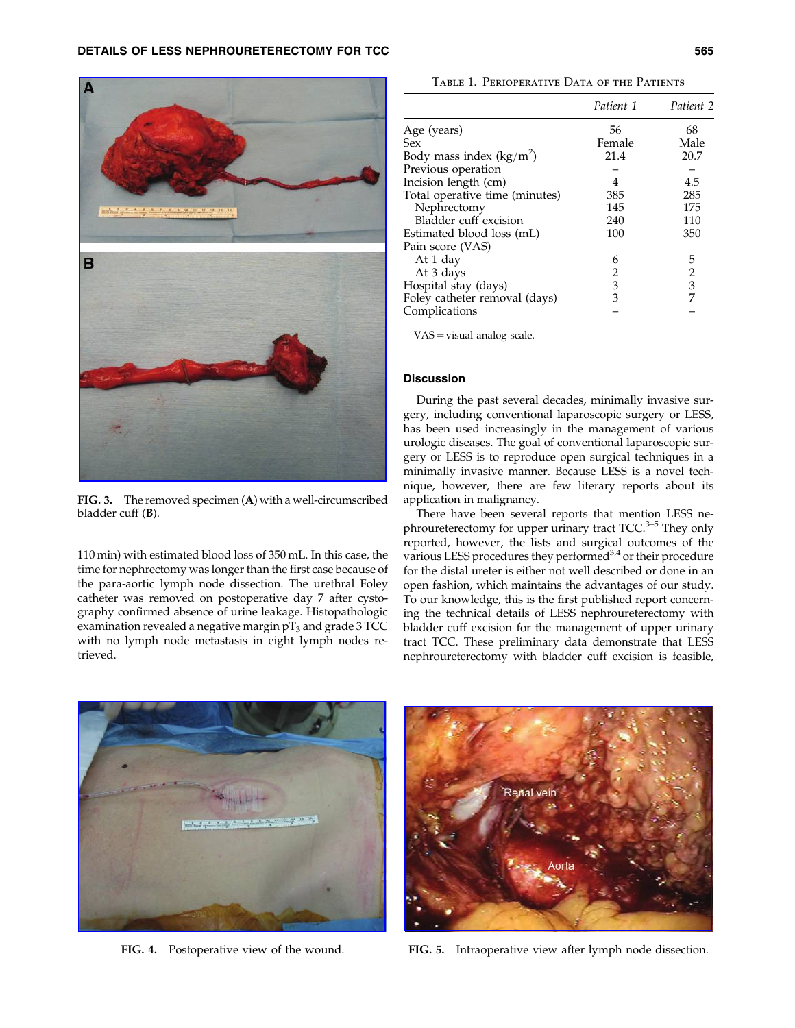FIG. 3. The removed specimen (A) with a well-circumscribed bladder cuff (B).

110 min) with estimated blood loss of 350 mL. In this case, the time for nephrectomy was longer than the first case because of the para-aortic lymph node dissection. The urethral Foley catheter was removed on postoperative day 7 after cystography confirmed absence of urine leakage. Histopathologic examination revealed a negative margin $pT_3$ and grade 3 TCC with no lymph node metastasis in eight lymph nodes retrieved.

Table 1. Perioperative Data of the Patients

| | Patient 1 | Patient 2 |
|---|---|---|
| Age (years) | 56 | 68 |
| Sex | Female | Male |
| Body mass index (kg/m$^2$) | 21.4 | 20.7 |
| Previous operation | – | – |
| Incision length (cm) | 4 | 4.5 |
| Total operative time (minutes) | 385 | 285 |
| Nephrectomy | 145 | 175 |
| Bladder cuff excision | 240 | 110 |
| Estimated blood loss (mL) | 100 | 350 |
| Pain score (VAS) | | |
| At 1 day | 6 | 5 |
| At 3 days | 2 | 2 |
| Hospital stay (days) | 3 | 3 |
| Foley catheter removal (days) | 3 | 7 |
| Complications | – | – |

VAS = visual analog scale.

## Discussion

During the past several decades, minimally invasive surgery, including conventional laparoscopic surgery or LESS, has been used increasingly in the management of various urologic diseases. The goal of conventional laparoscopic surgery or LESS is to reproduce open surgical techniques in a minimally invasive manner. Because LESS is a novel technique, however, there are few literary reports about its application in malignancy.

There have been several reports that mention LESS nephroureterectomy for upper urinary tract TCC.[3–5] They only reported, however, the lists and surgical outcomes of the various LESS procedures they performed[3,4] or their procedure for the distal ureter is either not well described or done in an open fashion, which maintains the advantages of our study. To our knowledge, this is the first published report concerning the technical details of LESS nephroureterectomy with bladder cuff excision for the management of upper urinary tract TCC. These preliminary data demonstrate that LESS nephroureterectomy with bladder cuff excision is feasible,

FIG. 4. Postoperative view of the wound.

FIG. 5. Intraoperative view after lymph node dissection.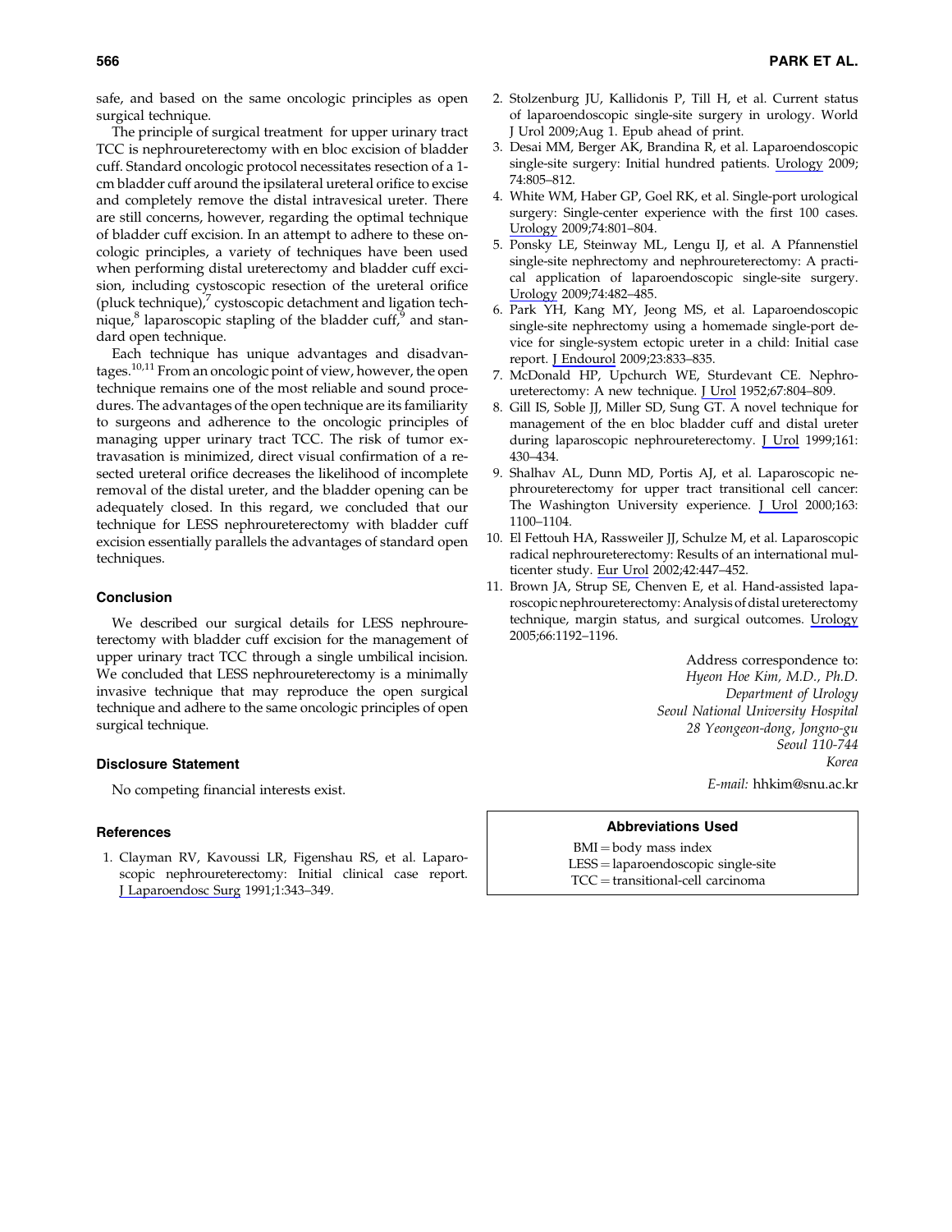safe, and based on the same oncologic principles as open surgical technique.

The principle of surgical treatment for upper urinary tract TCC is nephroureterectomy with en bloc excision of bladder cuff. Standard oncologic protocol necessitates resection of a 1-cm bladder cuff around the ipsilateral ureteral orifice to excise and completely remove the distal intravesical ureter. There are still concerns, however, regarding the optimal technique of bladder cuff excision. In an attempt to adhere to these oncologic principles, a variety of techniques have been used when performing distal ureterectomy and bladder cuff excision, including cystoscopic resection of the ureteral orifice (pluck technique),[7] cystoscopic detachment and ligation technique,[8] laparoscopic stapling of the bladder cuff,[9] and standard open technique.

Each technique has unique advantages and disadvantages.[10,11] From an oncologic point of view, however, the open technique remains one of the most reliable and sound procedures. The advantages of the open technique are its familiarity to surgeons and adherence to the oncologic principles of managing upper urinary tract TCC. The risk of tumor extravasation is minimized, direct visual confirmation of a resected ureteral orifice decreases the likelihood of incomplete removal of the distal ureter, and the bladder opening can be adequately closed. In this regard, we concluded that our technique for LESS nephroureterectomy with bladder cuff excision essentially parallels the advantages of standard open techniques.

## Conclusion

We described our surgical details for LESS nephroureterectomy with bladder cuff excision for the management of upper urinary tract TCC through a single umbilical incision. We concluded that LESS nephroureterectomy is a minimally invasive technique that may reproduce the open surgical technique and adhere to the same oncologic principles of open surgical technique.

## Disclosure Statement

No competing financial interests exist.

## References

1. Clayman RV, Kavoussi LR, Figenshau RS, et al. Laparoscopic nephroureterectomy: Initial clinical case report. J Laparoendosc Surg 1991;1:343–349.
2. Stolzenburg JU, Kallidonis P, Till H, et al. Current status of laparoendoscopic single-site surgery in urology. World J Urol 2009;Aug 1. Epub ahead of print.
3. Desai MM, Berger AK, Brandina R, et al. Laparoendoscopic single-site surgery: Initial hundred patients. Urology 2009; 74:805–812.
4. White WM, Haber GP, Goel RK, et al. Single-port urological surgery: Single-center experience with the first 100 cases. Urology 2009;74:801–804.
5. Ponsky LE, Steinway ML, Lengu IJ, et al. A Pfannenstiel single-site nephrectomy and nephroureterectomy: A practical application of laparoendoscopic single-site surgery. Urology 2009;74:482–485.
6. Park YH, Kang MY, Jeong MS, et al. Laparoendoscopic single-site nephrectomy using a homemade single-port device for single-system ectopic ureter in a child: Initial case report. J Endourol 2009;23:833–835.
7. McDonald HP, Upchurch WE, Sturdevant CE. Nephroureterectomy: A new technique. J Urol 1952;67:804–809.
8. Gill IS, Soble JJ, Miller SD, Sung GT. A novel technique for management of the en bloc bladder cuff and distal ureter during laparoscopic nephroureterectomy. J Urol 1999;161: 430–434.
9. Shalhav AL, Dunn MD, Portis AJ, et al. Laparoscopic nephroureterectomy for upper tract transitional cell cancer: The Washington University experience. J Urol 2000;163: 1100–1104.
10. El Fettouh HA, Rassweiler JJ, Schulze M, et al. Laparoscopic radical nephroureterectomy: Results of an international multicenter study. Eur Urol 2002;42:447–452.
11. Brown JA, Strup SE, Chenven E, et al. Hand-assisted laparoscopic nephroureterectomy: Analysis of distal ureterectomy technique, margin status, and surgical outcomes. Urology 2005;66:1192–1196.

Address correspondence to:
*Hyeon Hoe Kim, M.D., Ph.D.*
*Department of Urology*
*Seoul National University Hospital*
*28 Yeongeon-dong, Jongno-gu*
*Seoul 110-744*
*Korea*

*E-mail:* hhkim@snu.ac.kr

### Abbreviations Used

BMI = body mass index
LESS = laparoendoscopic single-site
TCC = transitional-cell carcinoma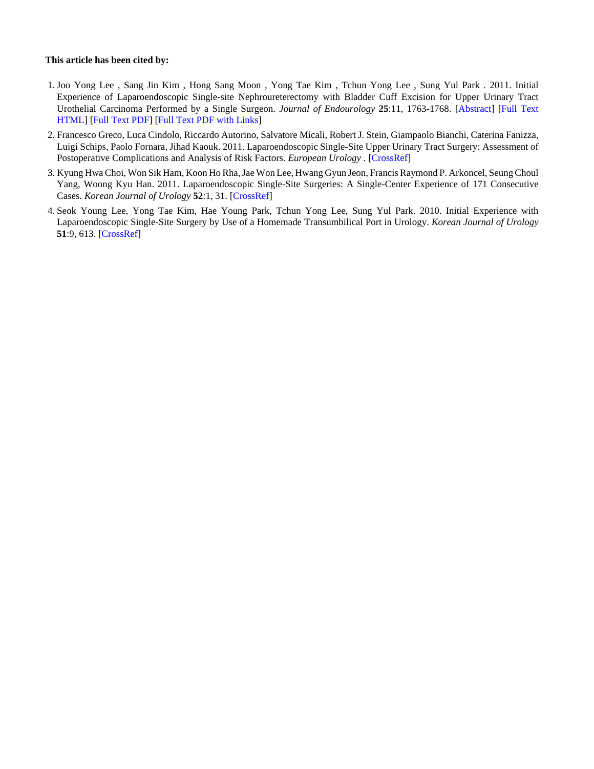**This article has been cited by:**

1. Joo Yong Lee , Sang Jin Kim , Hong Sang Moon , Yong Tae Kim , Tchun Yong Lee , Sung Yul Park . 2011. Initial Experience of Laparoendoscopic Single-site Nephroureterectomy with Bladder Cuff Excision for Upper Urinary Tract Urothelial Carcinoma Performed by a Single Surgeon. *Journal of Endourology* **25**:11, 1763-1768. [Abstract] [Full Text HTML] [Full Text PDF] [Full Text PDF with Links]
2. Francesco Greco, Luca Cindolo, Riccardo Autorino, Salvatore Micali, Robert J. Stein, Giampaolo Bianchi, Caterina Fanizza, Luigi Schips, Paolo Fornara, Jihad Kaouk. 2011. Laparoendoscopic Single-Site Upper Urinary Tract Surgery: Assessment of Postoperative Complications and Analysis of Risk Factors. *European Urology* . [CrossRef]
3. Kyung Hwa Choi, Won Sik Ham, Koon Ho Rha, Jae Won Lee, Hwang Gyun Jeon, Francis Raymond P. Arkoncel, Seung Choul Yang, Woong Kyu Han. 2011. Laparoendoscopic Single-Site Surgeries: A Single-Center Experience of 171 Consecutive Cases. *Korean Journal of Urology* **52**:1, 31. [CrossRef]
4. Seok Young Lee, Yong Tae Kim, Hae Young Park, Tchun Yong Lee, Sung Yul Park. 2010. Initial Experience with Laparoendoscopic Single-Site Surgery by Use of a Homemade Transumbilical Port in Urology. *Korean Journal of Urology* **51**:9, 613. [CrossRef]